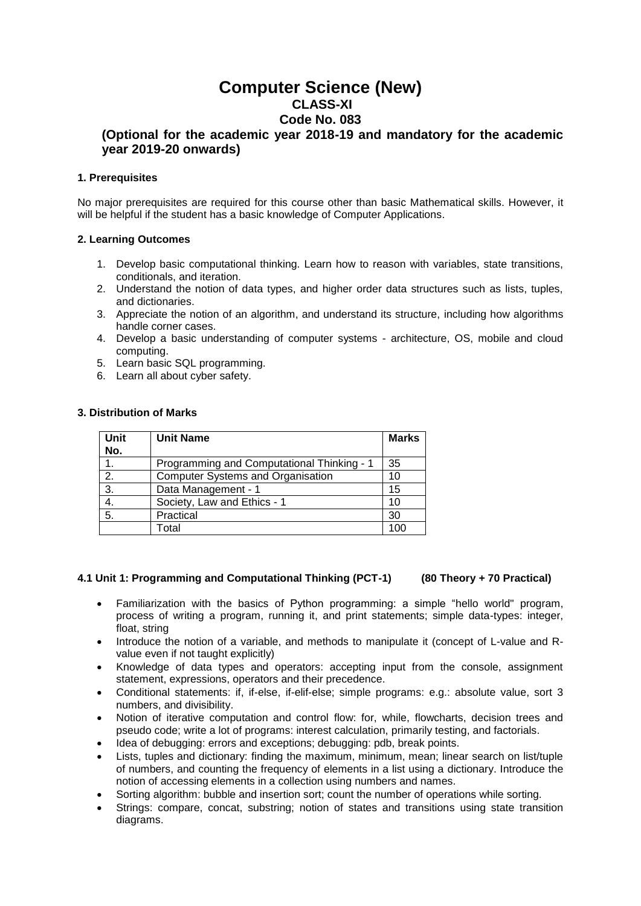# Computer Science (New)

## CLASS-XI

## Code No. 083

### (Optional for the academic year 2018-19 and mandatory for the academic year 2019-20 onwards)

**1. Prerequisites**

No major prerequisites are required for this course other than basic Mathematical skills. However, it will be helpful if the student has a basic knowledge of Computer Applications.

**2. Learning Outcomes**

1. Develop basic computational thinking. Learn how to reason with variables, state transitions, conditionals, and iteration.
2. Understand the notion of data types, and higher order data structures such as lists, tuples, and dictionaries.
3. Appreciate the notion of an algorithm, and understand its structure, including how algorithms handle corner cases.
4. Develop a basic understanding of computer systems - architecture, OS, mobile and cloud computing.
5. Learn basic SQL programming.
6. Learn all about cyber safety.

**3. Distribution of Marks**

| Unit No. | Unit Name | Marks |
|---|---|---|
| 1. | Programming and Computational Thinking - 1 | 35 |
| 2. | Computer Systems and Organisation | 10 |
| 3. | Data Management - 1 | 15 |
| 4. | Society, Law and Ethics - 1 | 10 |
| 5. | Practical | 30 |
| | Total | 100 |

**4.1 Unit 1: Programming and Computational Thinking (PCT-1) (80 Theory + 70 Practical)**

- Familiarization with the basics of Python programming: a simple "hello world" program, process of writing a program, running it, and print statements; simple data-types: integer, float, string
- Introduce the notion of a variable, and methods to manipulate it (concept of L-value and R-value even if not taught explicitly)
- Knowledge of data types and operators: accepting input from the console, assignment statement, expressions, operators and their precedence.
- Conditional statements: if, if-else, if-elif-else; simple programs: e.g.: absolute value, sort 3 numbers, and divisibility.
- Notion of iterative computation and control flow: for, while, flowcharts, decision trees and pseudo code; write a lot of programs: interest calculation, primarily testing, and factorials.
- Idea of debugging: errors and exceptions; debugging: pdb, break points.
- Lists, tuples and dictionary: finding the maximum, minimum, mean; linear search on list/tuple of numbers, and counting the frequency of elements in a list using a dictionary. Introduce the notion of accessing elements in a collection using numbers and names.
- Sorting algorithm: bubble and insertion sort; count the number of operations while sorting.
- Strings: compare, concat, substring; notion of states and transitions using state transition diagrams.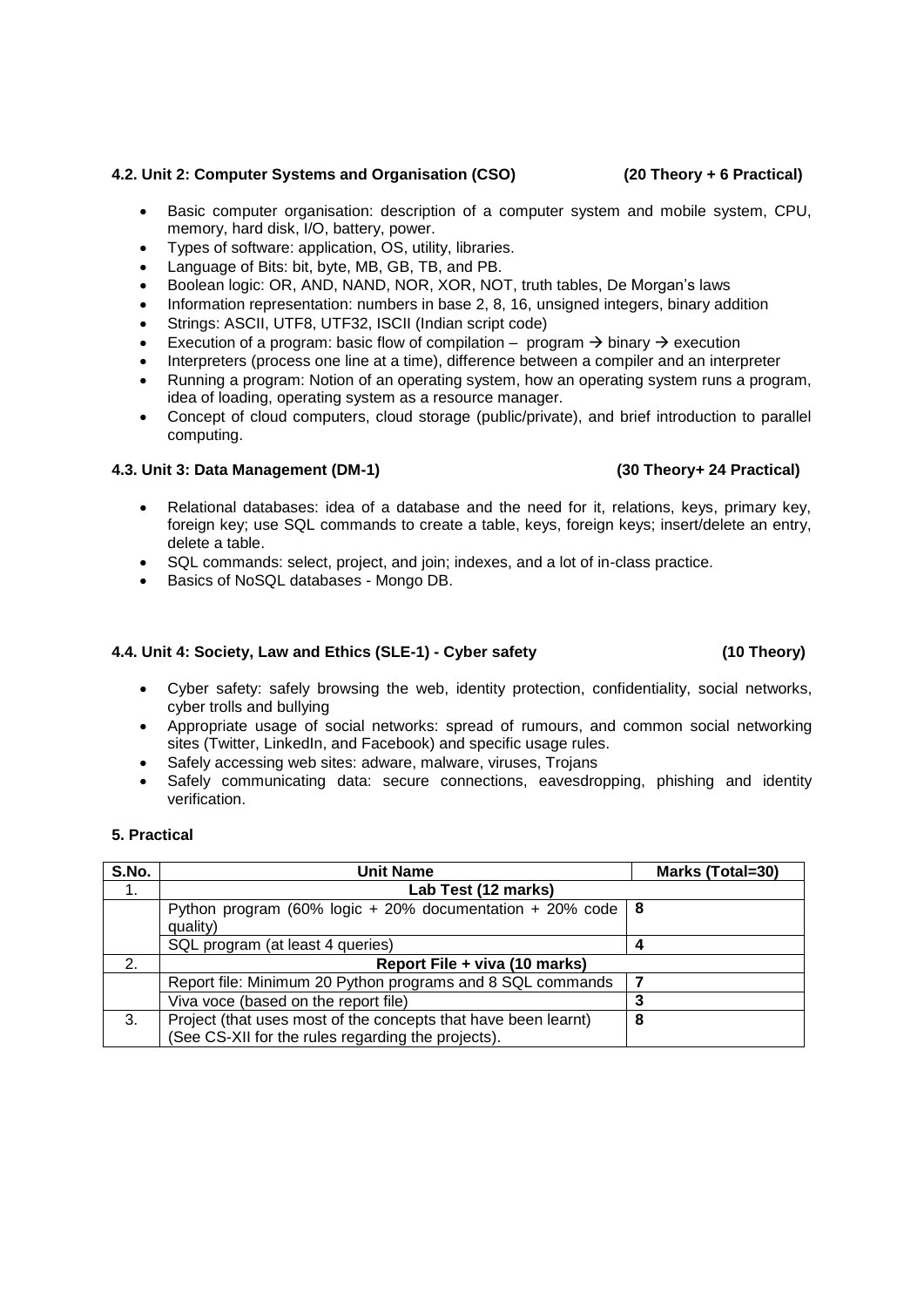### 4.2. Unit 2: Computer Systems and Organisation (CSO) (20 Theory + 6 Practical)

- Basic computer organisation: description of a computer system and mobile system, CPU, memory, hard disk, I/O, battery, power.
- Types of software: application, OS, utility, libraries.
- Language of Bits: bit, byte, MB, GB, TB, and PB.
- Boolean logic: OR, AND, NAND, NOR, XOR, NOT, truth tables, De Morgan's laws
- Information representation: numbers in base 2, 8, 16, unsigned integers, binary addition
- Strings: ASCII, UTF8, UTF32, ISCII (Indian script code)
- Execution of a program: basic flow of compilation – program → binary → execution
- Interpreters (process one line at a time), difference between a compiler and an interpreter
- Running a program: Notion of an operating system, how an operating system runs a program, idea of loading, operating system as a resource manager.
- Concept of cloud computers, cloud storage (public/private), and brief introduction to parallel computing.

### 4.3. Unit 3: Data Management (DM-1) (30 Theory+ 24 Practical)

- Relational databases: idea of a database and the need for it, relations, keys, primary key, foreign key; use SQL commands to create a table, keys, foreign keys; insert/delete an entry, delete a table.
- SQL commands: select, project, and join; indexes, and a lot of in-class practice.
- Basics of NoSQL databases - Mongo DB.

### 4.4. Unit 4: Society, Law and Ethics (SLE-1) - Cyber safety (10 Theory)

- Cyber safety: safely browsing the web, identity protection, confidentiality, social networks, cyber trolls and bullying
- Appropriate usage of social networks: spread of rumours, and common social networking sites (Twitter, LinkedIn, and Facebook) and specific usage rules.
- Safely accessing web sites: adware, malware, viruses, Trojans
- Safely communicating data: secure connections, eavesdropping, phishing and identity verification.

### 5. Practical

| S.No. | Unit Name | Marks (Total=30) |
|---|---|---|
| 1. | **Lab Test (12 marks)** | |
| | Python program (60% logic + 20% documentation + 20% code quality) | **8** |
| | SQL program (at least 4 queries) | **4** |
| 2. | **Report File + viva (10 marks)** | |
| | Report file: Minimum 20 Python programs and 8 SQL commands | **7** |
| | Viva voce (based on the report file) | **3** |
| 3. | Project (that uses most of the concepts that have been learnt) (See CS-XII for the rules regarding the projects). | **8** |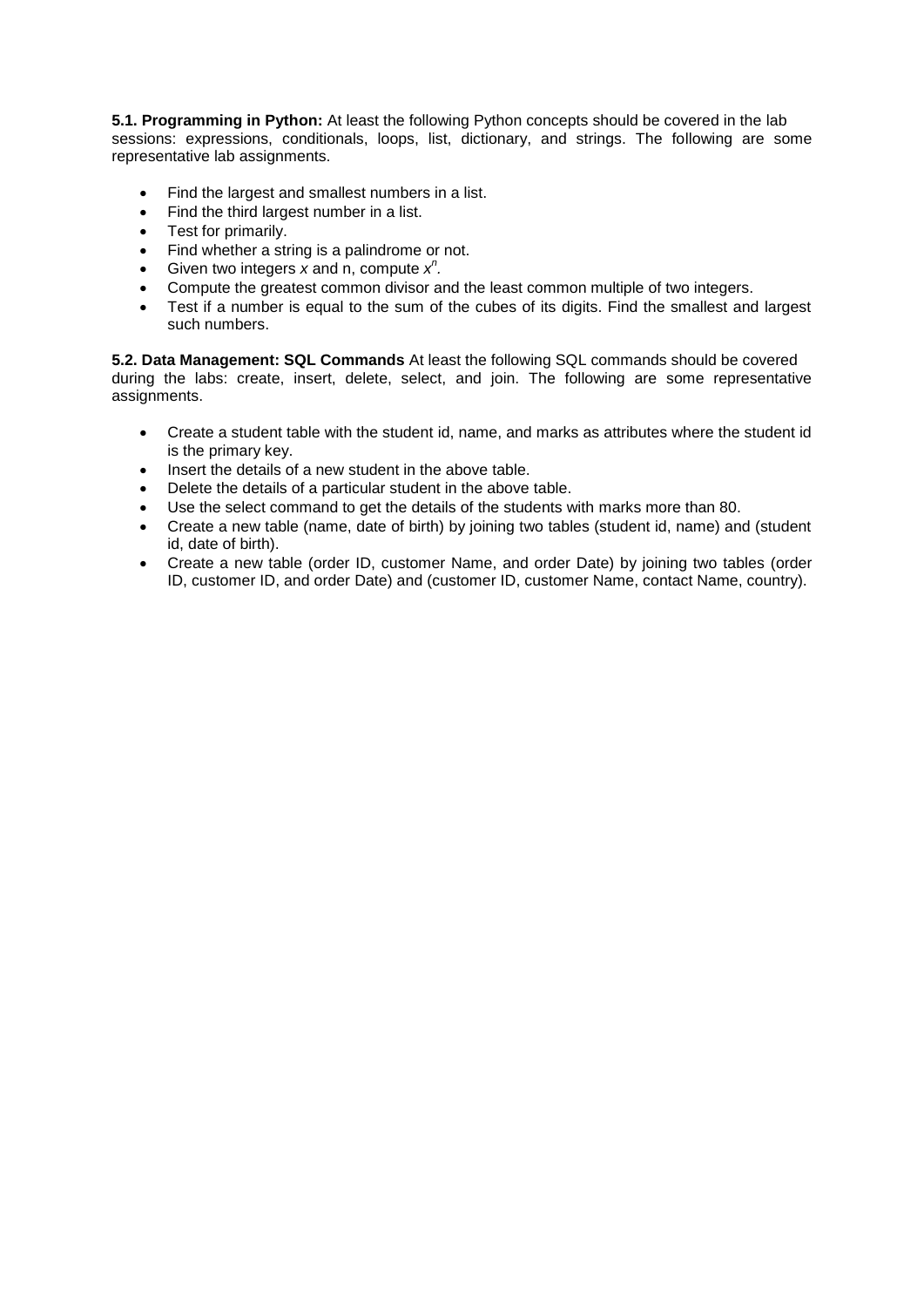**5.1. Programming in Python:** At least the following Python concepts should be covered in the lab sessions: expressions, conditionals, loops, list, dictionary, and strings. The following are some representative lab assignments.

- Find the largest and smallest numbers in a list.
- Find the third largest number in a list.
- Test for primarily.
- Find whether a string is a palindrome or not.
- Given two integers $x$ and n, compute $x^n$.
- Compute the greatest common divisor and the least common multiple of two integers.
- Test if a number is equal to the sum of the cubes of its digits. Find the smallest and largest such numbers.

**5.2. Data Management: SQL Commands** At least the following SQL commands should be covered during the labs: create, insert, delete, select, and join. The following are some representative assignments.

- Create a student table with the student id, name, and marks as attributes where the student id is the primary key.
- Insert the details of a new student in the above table.
- Delete the details of a particular student in the above table.
- Use the select command to get the details of the students with marks more than 80.
- Create a new table (name, date of birth) by joining two tables (student id, name) and (student id, date of birth).
- Create a new table (order ID, customer Name, and order Date) by joining two tables (order ID, customer ID, and order Date) and (customer ID, customer Name, contact Name, country).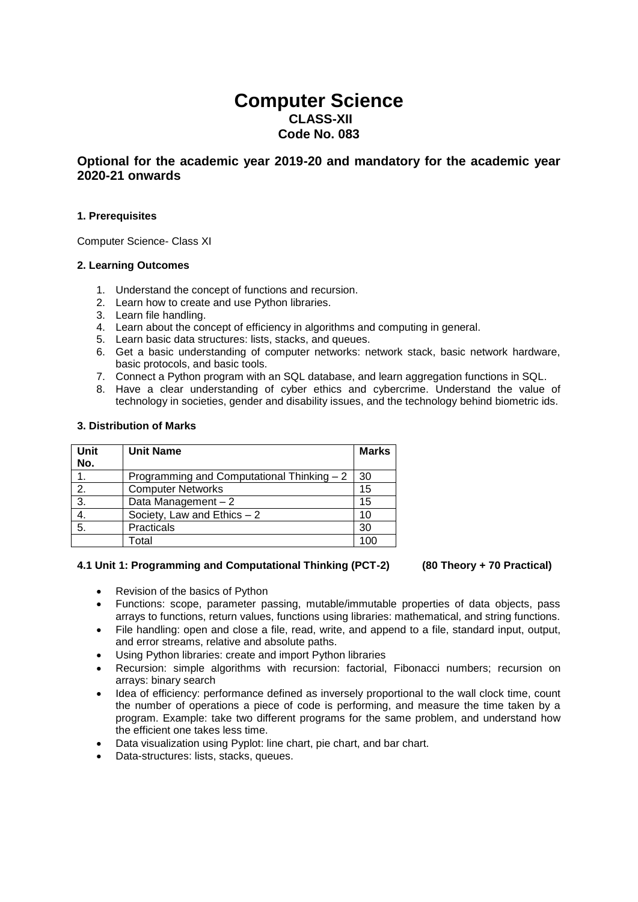# Computer Science

## CLASS-XII

## Code No. 083

### Optional for the academic year 2019-20 and mandatory for the academic year 2020-21 onwards

**1. Prerequisites**

Computer Science- Class XI

**2. Learning Outcomes**

1. Understand the concept of functions and recursion.
2. Learn how to create and use Python libraries.
3. Learn file handling.
4. Learn about the concept of efficiency in algorithms and computing in general.
5. Learn basic data structures: lists, stacks, and queues.
6. Get a basic understanding of computer networks: network stack, basic network hardware, basic protocols, and basic tools.
7. Connect a Python program with an SQL database, and learn aggregation functions in SQL.
8. Have a clear understanding of cyber ethics and cybercrime. Understand the value of technology in societies, gender and disability issues, and the technology behind biometric ids.

**3. Distribution of Marks**

| Unit No. | Unit Name | Marks |
|---|---|---|
| 1. | Programming and Computational Thinking – 2 | 30 |
| 2. | Computer Networks | 15 |
| 3. | Data Management – 2 | 15 |
| 4. | Society, Law and Ethics – 2 | 10 |
| 5. | Practicals | 30 |
| | Total | 100 |

**4.1 Unit 1: Programming and Computational Thinking (PCT-2) (80 Theory + 70 Practical)**

- Revision of the basics of Python
- Functions: scope, parameter passing, mutable/immutable properties of data objects, pass arrays to functions, return values, functions using libraries: mathematical, and string functions.
- File handling: open and close a file, read, write, and append to a file, standard input, output, and error streams, relative and absolute paths.
- Using Python libraries: create and import Python libraries
- Recursion: simple algorithms with recursion: factorial, Fibonacci numbers; recursion on arrays: binary search
- Idea of efficiency: performance defined as inversely proportional to the wall clock time, count the number of operations a piece of code is performing, and measure the time taken by a program. Example: take two different programs for the same problem, and understand how the efficient one takes less time.
- Data visualization using Pyplot: line chart, pie chart, and bar chart.
- Data-structures: lists, stacks, queues.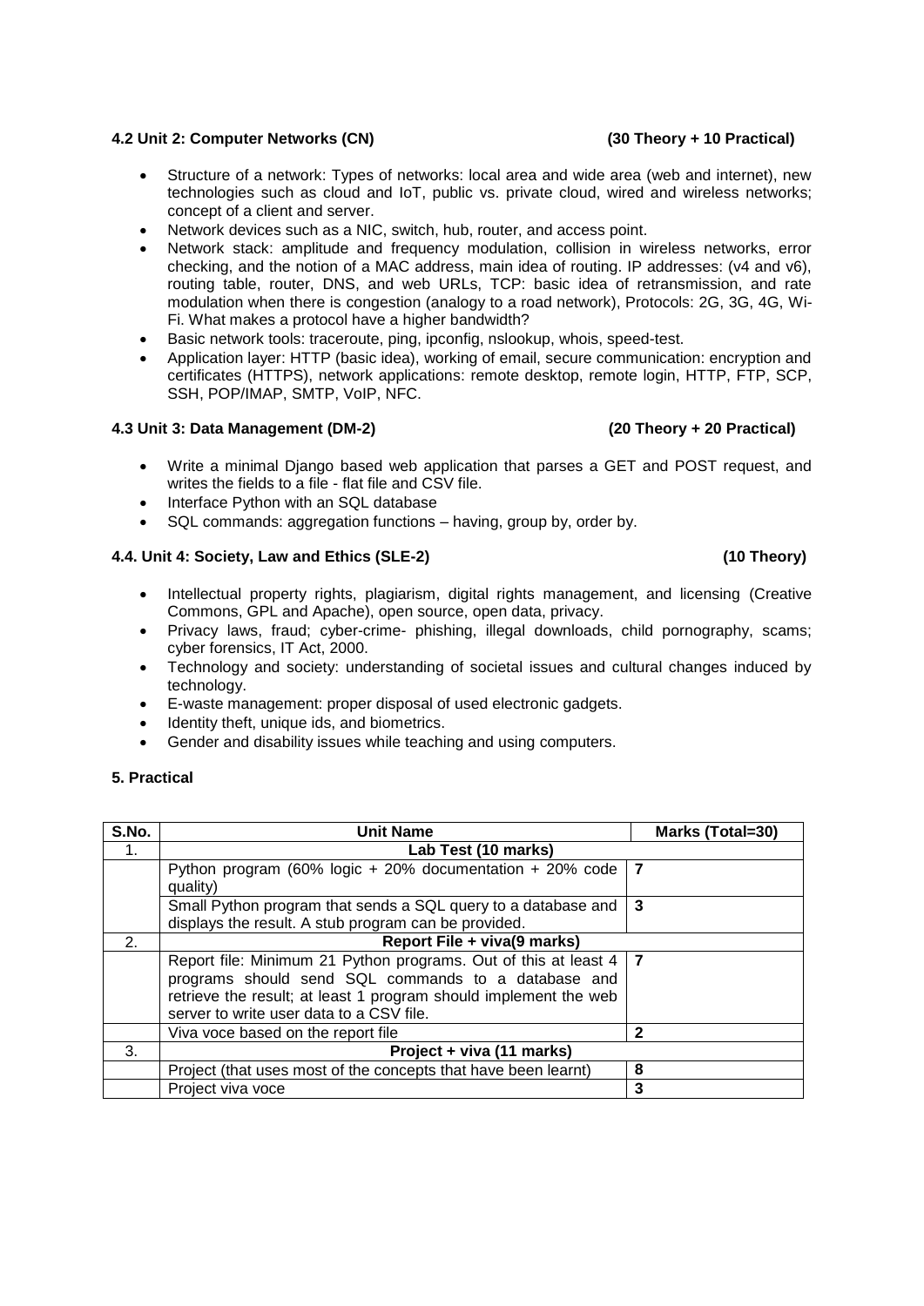### 4.2 Unit 2: Computer Networks (CN) (30 Theory + 10 Practical)

- Structure of a network: Types of networks: local area and wide area (web and internet), new technologies such as cloud and IoT, public vs. private cloud, wired and wireless networks; concept of a client and server.
- Network devices such as a NIC, switch, hub, router, and access point.
- Network stack: amplitude and frequency modulation, collision in wireless networks, error checking, and the notion of a MAC address, main idea of routing. IP addresses: (v4 and v6), routing table, router, DNS, and web URLs, TCP: basic idea of retransmission, and rate modulation when there is congestion (analogy to a road network), Protocols: 2G, 3G, 4G, Wi-Fi. What makes a protocol have a higher bandwidth?
- Basic network tools: traceroute, ping, ipconfig, nslookup, whois, speed-test.
- Application layer: HTTP (basic idea), working of email, secure communication: encryption and certificates (HTTPS), network applications: remote desktop, remote login, HTTP, FTP, SCP, SSH, POP/IMAP, SMTP, VoIP, NFC.

### 4.3 Unit 3: Data Management (DM-2) (20 Theory + 20 Practical)

- Write a minimal Django based web application that parses a GET and POST request, and writes the fields to a file - flat file and CSV file.
- Interface Python with an SQL database
- SQL commands: aggregation functions – having, group by, order by.

### 4.4. Unit 4: Society, Law and Ethics (SLE-2) (10 Theory)

- Intellectual property rights, plagiarism, digital rights management, and licensing (Creative Commons, GPL and Apache), open source, open data, privacy.
- Privacy laws, fraud; cyber-crime- phishing, illegal downloads, child pornography, scams; cyber forensics, IT Act, 2000.
- Technology and society: understanding of societal issues and cultural changes induced by technology.
- E-waste management: proper disposal of used electronic gadgets.
- Identity theft, unique ids, and biometrics.
- Gender and disability issues while teaching and using computers.

## 5. Practical

| S.No. | Unit Name | Marks (Total=30) |
|---|---|---|
| 1. | **Lab Test (10 marks)** | |
| | Python program (60% logic + 20% documentation + 20% code quality) | **7** |
| | Small Python program that sends a SQL query to a database and displays the result. A stub program can be provided. | **3** |
| 2. | **Report File + viva(9 marks)** | |
| | Report file: Minimum 21 Python programs. Out of this at least 4 programs should send SQL commands to a database and retrieve the result; at least 1 program should implement the web server to write user data to a CSV file. | **7** |
| | Viva voce based on the report file | **2** |
| 3. | **Project + viva (11 marks)** | |
| | Project (that uses most of the concepts that have been learnt) | **8** |
| | Project viva voce | **3** |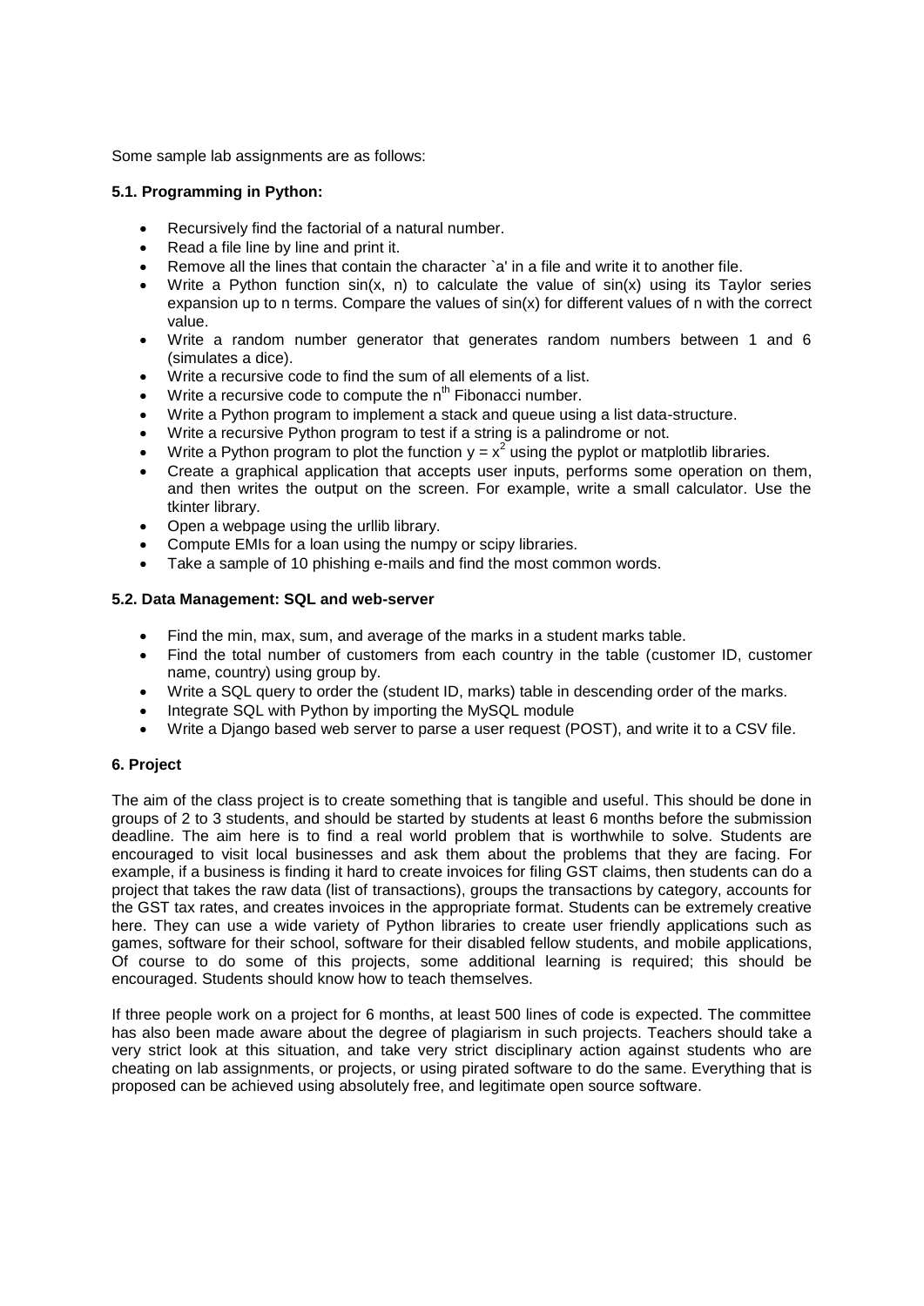Some sample lab assignments are as follows:

### 5.1. Programming in Python:

- Recursively find the factorial of a natural number.
- Read a file line by line and print it.
- Remove all the lines that contain the character `a' in a file and write it to another file.
- Write a Python function sin(x, n) to calculate the value of sin(x) using its Taylor series expansion up to n terms. Compare the values of sin(x) for different values of n with the correct value.
- Write a random number generator that generates random numbers between 1 and 6 (simulates a dice).
- Write a recursive code to find the sum of all elements of a list.
- Write a recursive code to compute the $n^{th}$ Fibonacci number.
- Write a Python program to implement a stack and queue using a list data-structure.
- Write a recursive Python program to test if a string is a palindrome or not.
- Write a Python program to plot the function $y = x^2$ using the pyplot or matplotlib libraries.
- Create a graphical application that accepts user inputs, performs some operation on them, and then writes the output on the screen. For example, write a small calculator. Use the tkinter library.
- Open a webpage using the urllib library.
- Compute EMIs for a loan using the numpy or scipy libraries.
- Take a sample of 10 phishing e-mails and find the most common words.

### 5.2. Data Management: SQL and web-server

- Find the min, max, sum, and average of the marks in a student marks table.
- Find the total number of customers from each country in the table (customer ID, customer name, country) using group by.
- Write a SQL query to order the (student ID, marks) table in descending order of the marks.
- Integrate SQL with Python by importing the MySQL module
- Write a Django based web server to parse a user request (POST), and write it to a CSV file.

## 6. Project

The aim of the class project is to create something that is tangible and useful. This should be done in groups of 2 to 3 students, and should be started by students at least 6 months before the submission deadline. The aim here is to find a real world problem that is worthwhile to solve. Students are encouraged to visit local businesses and ask them about the problems that they are facing. For example, if a business is finding it hard to create invoices for filing GST claims, then students can do a project that takes the raw data (list of transactions), groups the transactions by category, accounts for the GST tax rates, and creates invoices in the appropriate format. Students can be extremely creative here. They can use a wide variety of Python libraries to create user friendly applications such as games, software for their school, software for their disabled fellow students, and mobile applications, Of course to do some of this projects, some additional learning is required; this should be encouraged. Students should know how to teach themselves.

If three people work on a project for 6 months, at least 500 lines of code is expected. The committee has also been made aware about the degree of plagiarism in such projects. Teachers should take a very strict look at this situation, and take very strict disciplinary action against students who are cheating on lab assignments, or projects, or using pirated software to do the same. Everything that is proposed can be achieved using absolutely free, and legitimate open source software.